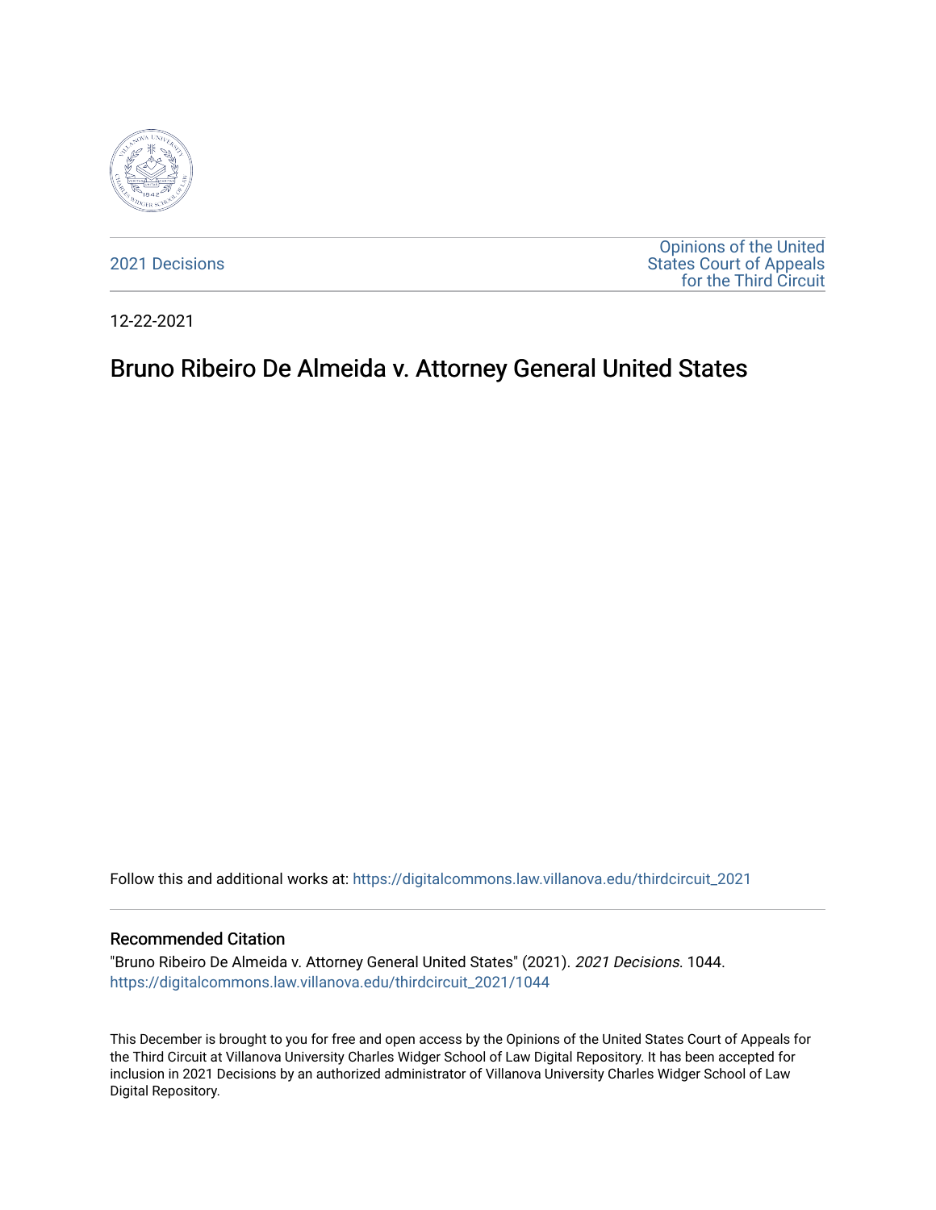2021 Decisions

Opinions of the United States Court of Appeals for the Third Circuit

12-22-2021

# Bruno Ribeiro De Almeida v. Attorney General United States

Follow this and additional works at: https://digitalcommons.law.villanova.edu/thirdcircuit_2021

## Recommended Citation

"Bruno Ribeiro De Almeida v. Attorney General United States" (2021). *2021 Decisions*. 1044.
https://digitalcommons.law.villanova.edu/thirdcircuit_2021/1044

This December is brought to you for free and open access by the Opinions of the United States Court of Appeals for the Third Circuit at Villanova University Charles Widger School of Law Digital Repository. It has been accepted for inclusion in 2021 Decisions by an authorized administrator of Villanova University Charles Widger School of Law Digital Repository.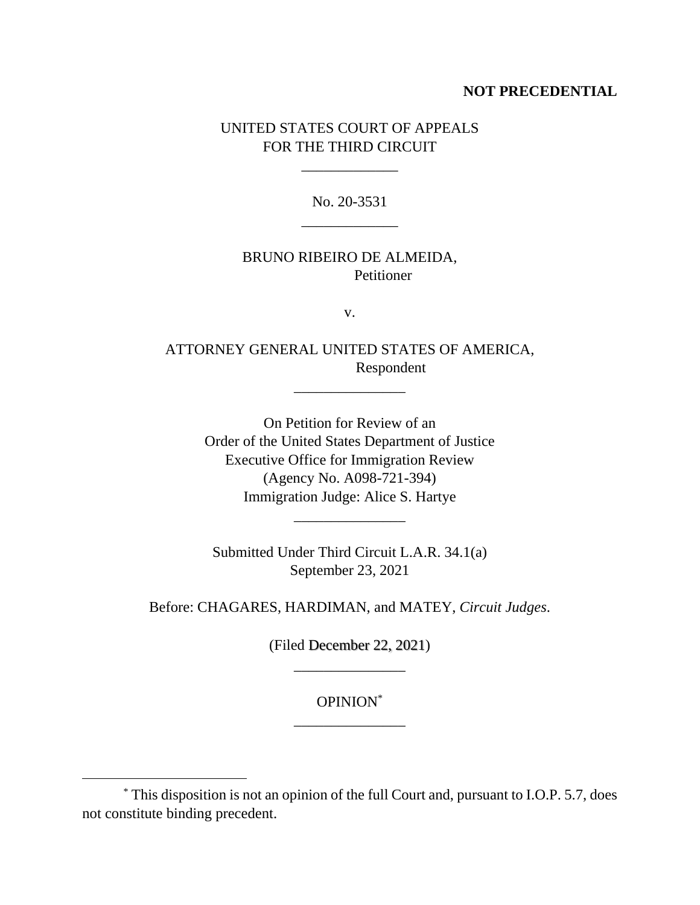**NOT PRECEDENTIAL**

UNITED STATES COURT OF APPEALS
FOR THE THIRD CIRCUIT

\_\_\_\_\_\_\_\_\_\_\_\_\_

No. 20-3531

\_\_\_\_\_\_\_\_\_\_\_\_\_

BRUNO RIBEIRO DE ALMEIDA,
Petitioner

v.

ATTORNEY GENERAL UNITED STATES OF AMERICA,
Respondent

\_\_\_\_\_\_\_\_\_\_\_\_\_\_\_

On Petition for Review of an
Order of the United States Department of Justice
Executive Office for Immigration Review
(Agency No. A098-721-394)
Immigration Judge: Alice S. Hartye

\_\_\_\_\_\_\_\_\_\_\_\_\_\_\_

Submitted Under Third Circuit L.A.R. 34.1(a)
September 23, 2021

Before: CHAGARES, HARDIMAN, and MATEY, *Circuit Judges*.

(Filed December 22, 2021)

\_\_\_\_\_\_\_\_\_\_\_\_\_\_\_

OPINION[*]

\_\_\_\_\_\_\_\_\_\_\_\_\_\_\_

[*] This disposition is not an opinion of the full Court and, pursuant to I.O.P. 5.7, does not constitute binding precedent.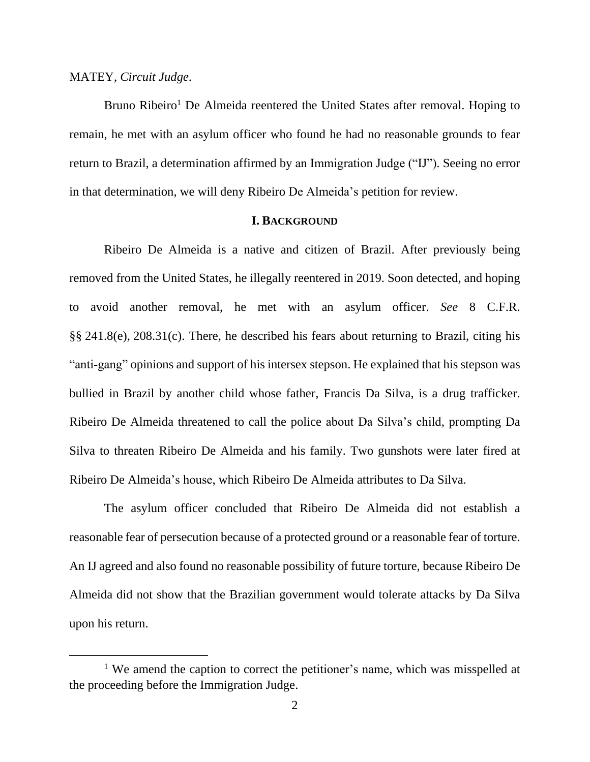MATEY, *Circuit Judge*.

Bruno Ribeiro[1] De Almeida reentered the United States after removal. Hoping to remain, he met with an asylum officer who found he had no reasonable grounds to fear return to Brazil, a determination affirmed by an Immigration Judge ("IJ"). Seeing no error in that determination, we will deny Ribeiro De Almeida's petition for review.

## I. BACKGROUND

Ribeiro De Almeida is a native and citizen of Brazil. After previously being removed from the United States, he illegally reentered in 2019. Soon detected, and hoping to avoid another removal, he met with an asylum officer. *See* 8 C.F.R. §§ 241.8(e), 208.31(c). There, he described his fears about returning to Brazil, citing his "anti-gang" opinions and support of his intersex stepson. He explained that his stepson was bullied in Brazil by another child whose father, Francis Da Silva, is a drug trafficker. Ribeiro De Almeida threatened to call the police about Da Silva's child, prompting Da Silva to threaten Ribeiro De Almeida and his family. Two gunshots were later fired at Ribeiro De Almeida's house, which Ribeiro De Almeida attributes to Da Silva.

The asylum officer concluded that Ribeiro De Almeida did not establish a reasonable fear of persecution because of a protected ground or a reasonable fear of torture. An IJ agreed and also found no reasonable possibility of future torture, because Ribeiro De Almeida did not show that the Brazilian government would tolerate attacks by Da Silva upon his return.

[1] We amend the caption to correct the petitioner's name, which was misspelled at the proceeding before the Immigration Judge.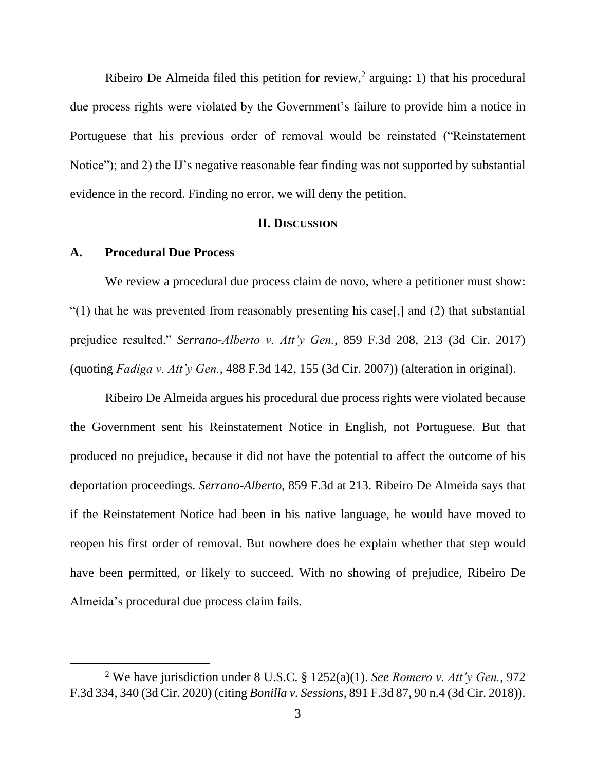Ribeiro De Almeida filed this petition for review,[2] arguing: 1) that his procedural due process rights were violated by the Government's failure to provide him a notice in Portuguese that his previous order of removal would be reinstated ("Reinstatement Notice"); and 2) the IJ's negative reasonable fear finding was not supported by substantial evidence in the record. Finding no error, we will deny the petition.

## II. DISCUSSION

### A. Procedural Due Process

We review a procedural due process claim de novo, where a petitioner must show: "(1) that he was prevented from reasonably presenting his case[,] and (2) that substantial prejudice resulted." *Serrano-Alberto v. Att'y Gen.*, 859 F.3d 208, 213 (3d Cir. 2017) (quoting *Fadiga v. Att'y Gen.*, 488 F.3d 142, 155 (3d Cir. 2007)) (alteration in original).

Ribeiro De Almeida argues his procedural due process rights were violated because the Government sent his Reinstatement Notice in English, not Portuguese. But that produced no prejudice, because it did not have the potential to affect the outcome of his deportation proceedings. *Serrano-Alberto*, 859 F.3d at 213. Ribeiro De Almeida says that if the Reinstatement Notice had been in his native language, he would have moved to reopen his first order of removal. But nowhere does he explain whether that step would have been permitted, or likely to succeed. With no showing of prejudice, Ribeiro De Almeida's procedural due process claim fails.

---

[2] We have jurisdiction under 8 U.S.C. § 1252(a)(1). *See Romero v. Att'y Gen.*, 972 F.3d 334, 340 (3d Cir. 2020) (citing *Bonilla v. Sessions*, 891 F.3d 87, 90 n.4 (3d Cir. 2018)).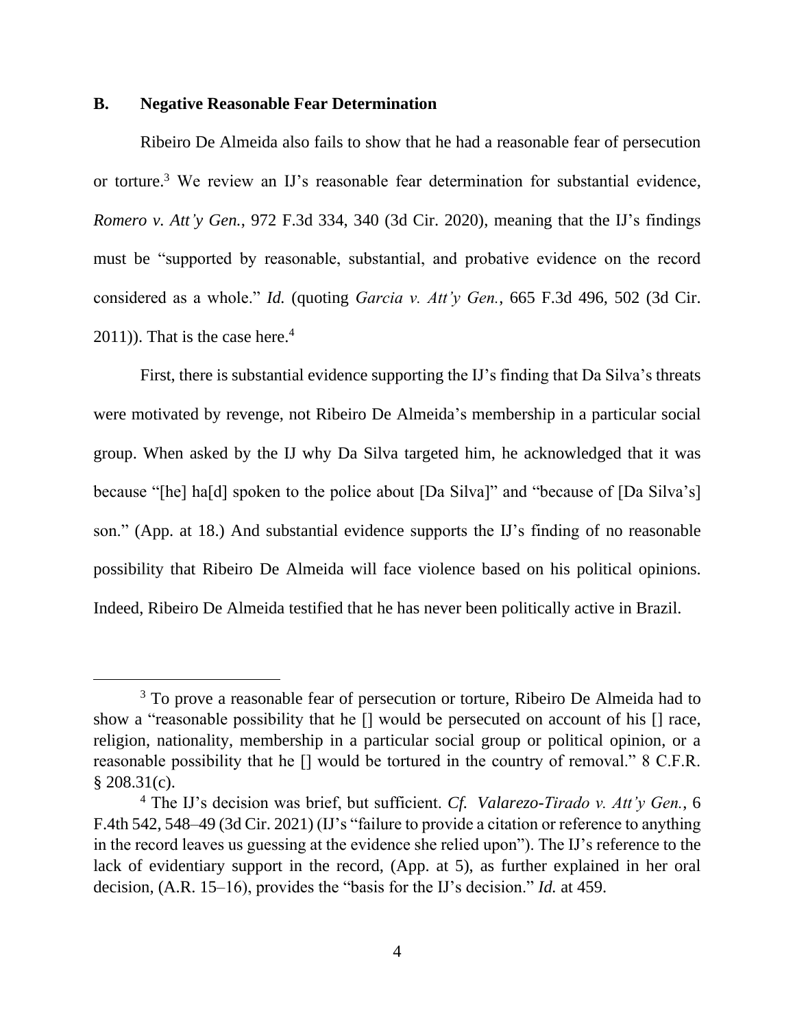### B. Negative Reasonable Fear Determination

Ribeiro De Almeida also fails to show that he had a reasonable fear of persecution or torture.[3] We review an IJ's reasonable fear determination for substantial evidence, *Romero v. Att'y Gen.*, 972 F.3d 334, 340 (3d Cir. 2020), meaning that the IJ's findings must be "supported by reasonable, substantial, and probative evidence on the record considered as a whole." *Id.* (quoting *Garcia v. Att'y Gen.*, 665 F.3d 496, 502 (3d Cir. 2011)). That is the case here.[4]

First, there is substantial evidence supporting the IJ's finding that Da Silva's threats were motivated by revenge, not Ribeiro De Almeida's membership in a particular social group. When asked by the IJ why Da Silva targeted him, he acknowledged that it was because "[he] ha[d] spoken to the police about [Da Silva]" and "because of [Da Silva's] son." (App. at 18.) And substantial evidence supports the IJ's finding of no reasonable possibility that Ribeiro De Almeida will face violence based on his political opinions. Indeed, Ribeiro De Almeida testified that he has never been politically active in Brazil.

---

[3] To prove a reasonable fear of persecution or torture, Ribeiro De Almeida had to show a "reasonable possibility that he [] would be persecuted on account of his [] race, religion, nationality, membership in a particular social group or political opinion, or a reasonable possibility that he [] would be tortured in the country of removal." 8 C.F.R. § 208.31(c).

[4] The IJ's decision was brief, but sufficient. *Cf. Valarezo-Tirado v. Att'y Gen.*, 6 F.4th 542, 548–49 (3d Cir. 2021) (IJ's "failure to provide a citation or reference to anything in the record leaves us guessing at the evidence she relied upon"). The IJ's reference to the lack of evidentiary support in the record, (App. at 5), as further explained in her oral decision, (A.R. 15–16), provides the "basis for the IJ's decision." *Id.* at 459.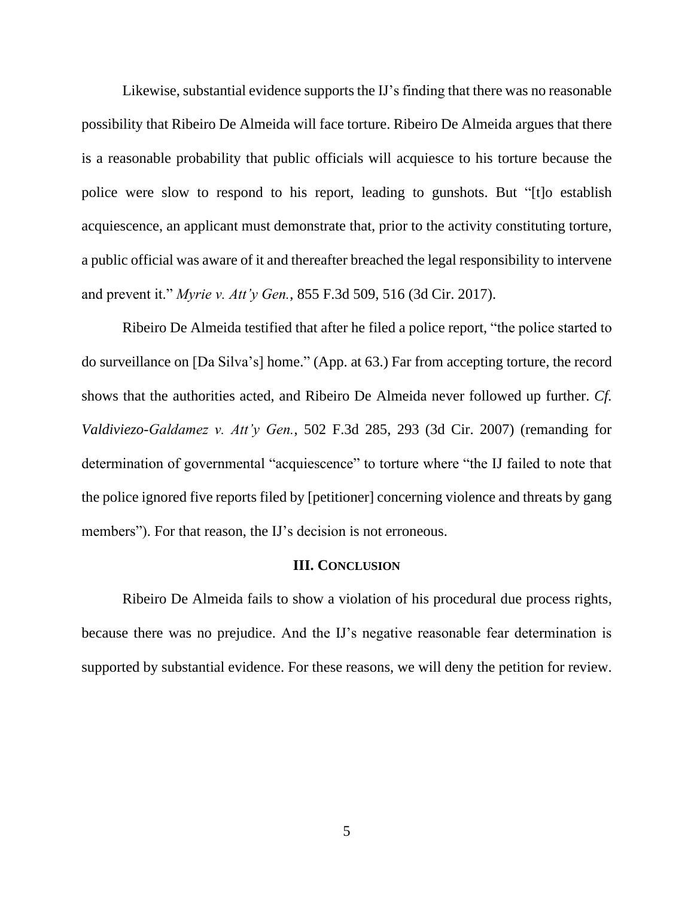Likewise, substantial evidence supports the IJ's finding that there was no reasonable possibility that Ribeiro De Almeida will face torture. Ribeiro De Almeida argues that there is a reasonable probability that public officials will acquiesce to his torture because the police were slow to respond to his report, leading to gunshots. But "[t]o establish acquiescence, an applicant must demonstrate that, prior to the activity constituting torture, a public official was aware of it and thereafter breached the legal responsibility to intervene and prevent it." *Myrie v. Att'y Gen.*, 855 F.3d 509, 516 (3d Cir. 2017).

Ribeiro De Almeida testified that after he filed a police report, "the police started to do surveillance on [Da Silva's] home." (App. at 63.) Far from accepting torture, the record shows that the authorities acted, and Ribeiro De Almeida never followed up further. *Cf. Valdiviezo-Galdamez v. Att'y Gen.*, 502 F.3d 285, 293 (3d Cir. 2007) (remanding for determination of governmental "acquiescence" to torture where "the IJ failed to note that the police ignored five reports filed by [petitioner] concerning violence and threats by gang members"). For that reason, the IJ's decision is not erroneous.

## III. CONCLUSION

Ribeiro De Almeida fails to show a violation of his procedural due process rights, because there was no prejudice. And the IJ's negative reasonable fear determination is supported by substantial evidence. For these reasons, we will deny the petition for review.